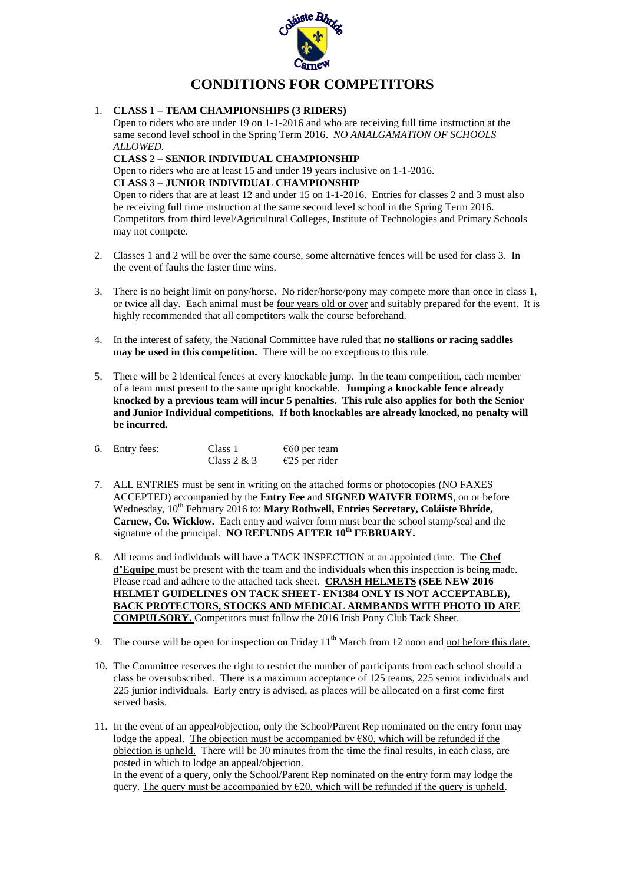# CONDITIONS FOR COMPETITORS

1. **CLASS 1 – TEAM CHAMPIONSHIPS (3 RIDERS)**
   Open to riders who are under 19 on 1-1-2016 and who are receiving full time instruction at the same second level school in the Spring Term 2016. *NO AMALGAMATION OF SCHOOLS ALLOWED.*
   **CLASS 2 – SENIOR INDIVIDUAL CHAMPIONSHIP**
   Open to riders who are at least 15 and under 19 years inclusive on 1-1-2016.
   **CLASS 3 – JUNIOR INDIVIDUAL CHAMPIONSHIP**
   Open to riders that are at least 12 and under 15 on 1-1-2016. Entries for classes 2 and 3 must also be receiving full time instruction at the same second level school in the Spring Term 2016. Competitors from third level/Agricultural Colleges, Institute of Technologies and Primary Schools may not compete.

2. Classes 1 and 2 will be over the same course, some alternative fences will be used for class 3. In the event of faults the faster time wins.

3. There is no height limit on pony/horse. No rider/horse/pony may compete more than once in class 1, or twice all day. Each animal must be four years old or over and suitably prepared for the event. It is highly recommended that all competitors walk the course beforehand.

4. In the interest of safety, the National Committee have ruled that **no stallions or racing saddles may be used in this competition.** There will be no exceptions to this rule.

5. There will be 2 identical fences at every knockable jump. In the team competition, each member of a team must present to the same upright knockable. **Jumping a knockable fence already knocked by a previous team will incur 5 penalties. This rule also applies for both the Senior and Junior Individual competitions. If both knockables are already knocked, no penalty will be incurred.**

6. Entry fees:

| | | |
|---|---|---|
| Entry fees: | Class 1 | €60 per team |
| | Class 2 & 3 | €25 per rider |

7. ALL ENTRIES must be sent in writing on the attached forms or photocopies (NO FAXES ACCEPTED) accompanied by the **Entry Fee** and **SIGNED WAIVER FORMS**, on or before Wednesday, 10th February 2016 to: **Mary Rothwell, Entries Secretary, Coláiste Bhríde, Carnew, Co. Wicklow.** Each entry and waiver form must bear the school stamp/seal and the signature of the principal. **NO REFUNDS AFTER 10th FEBRUARY.**

8. All teams and individuals will have a TACK INSPECTION at an appointed time. The **Chef d'Equipe** must be present with the team and the individuals when this inspection is being made. Please read and adhere to the attached tack sheet. **CRASH HELMETS (SEE NEW 2016 HELMET GUIDELINES ON TACK SHEET- EN1384 ONLY IS NOT ACCEPTABLE), BACK PROTECTORS, STOCKS AND MEDICAL ARMBANDS WITH PHOTO ID ARE COMPULSORY.** Competitors must follow the 2016 Irish Pony Club Tack Sheet.

9. The course will be open for inspection on Friday 11th March from 12 noon and not before this date.

10. The Committee reserves the right to restrict the number of participants from each school should a class be oversubscribed. There is a maximum acceptance of 125 teams, 225 senior individuals and 225 junior individuals. Early entry is advised, as places will be allocated on a first come first served basis.

11. In the event of an appeal/objection, only the School/Parent Rep nominated on the entry form may lodge the appeal. The objection must be accompanied by €80, which will be refunded if the objection is upheld. There will be 30 minutes from the time the final results, in each class, are posted in which to lodge an appeal/objection.
    In the event of a query, only the School/Parent Rep nominated on the entry form may lodge the query. The query must be accompanied by €20, which will be refunded if the query is upheld.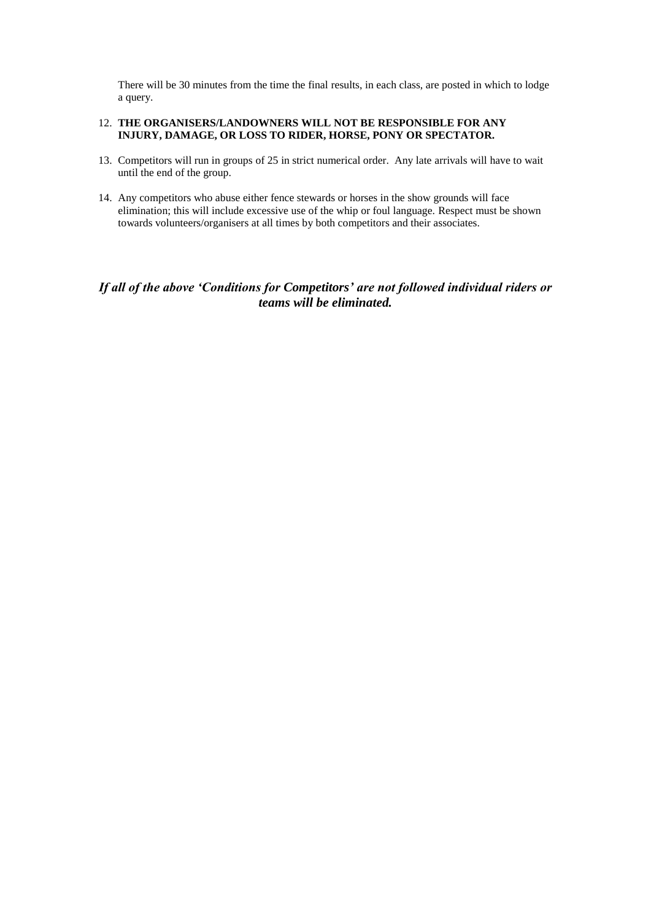There will be 30 minutes from the time the final results, in each class, are posted in which to lodge a query.

12. **THE ORGANISERS/LANDOWNERS WILL NOT BE RESPONSIBLE FOR ANY INJURY, DAMAGE, OR LOSS TO RIDER, HORSE, PONY OR SPECTATOR.**

13. Competitors will run in groups of 25 in strict numerical order. Any late arrivals will have to wait until the end of the group.

14. Any competitors who abuse either fence stewards or horses in the show grounds will face elimination; this will include excessive use of the whip or foul language. Respect must be shown towards volunteers/organisers at all times by both competitors and their associates.

***If all of the above 'Conditions for Competitors' are not followed individual riders or teams will be eliminated.***